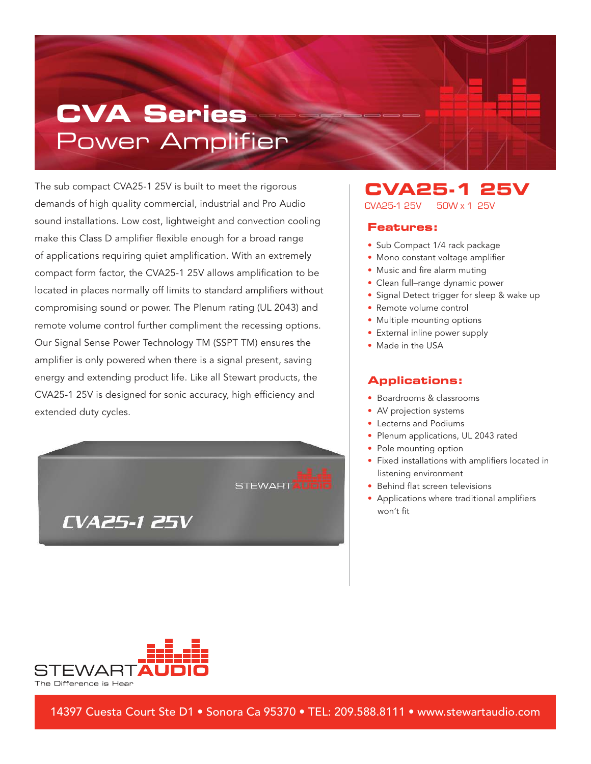# CVA Series
## Power Amplifier

The sub compact CVA25-1 25V is built to meet the rigorous demands of high quality commercial, industrial and Pro Audio sound installations. Low cost, lightweight and convection cooling make this Class D amplifier flexible enough for a broad range of applications requiring quiet amplification. With an extremely compact form factor, the CVA25-1 25V allows amplification to be located in places normally off limits to standard amplifiers without compromising sound or power. The Plenum rating (UL 2043) and remote volume control further compliment the recessing options. Our Signal Sense Power Technology TM (SSPT TM) ensures the amplifier is only powered when there is a signal present, saving energy and extending product life. Like all Stewart products, the CVA25-1 25V is designed for sonic accuracy, high efficiency and extended duty cycles.

STEWART AUDIO

CVA25-1 25V

## CVA25-1 25V

CVA25-1 25V 50W x 1 25V

### Features:

- Sub Compact 1/4 rack package
- Mono constant voltage amplifier
- Music and fire alarm muting
- Clean full–range dynamic power
- Signal Detect trigger for sleep & wake up
- Remote volume control
- Multiple mounting options
- External inline power supply
- Made in the USA

### Applications:

- Boardrooms & classrooms
- AV projection systems
- Lecterns and Podiums
- Plenum applications, UL 2043 rated
- Pole mounting option
- Fixed installations with amplifiers located in listening environment
- Behind flat screen televisions
- Applications where traditional amplifiers won't fit

STEWART AUDIO
The Difference is Hear

14397 Cuesta Court Ste D1 • Sonora Ca 95370 • TEL: 209.588.8111 • www.stewartaudio.com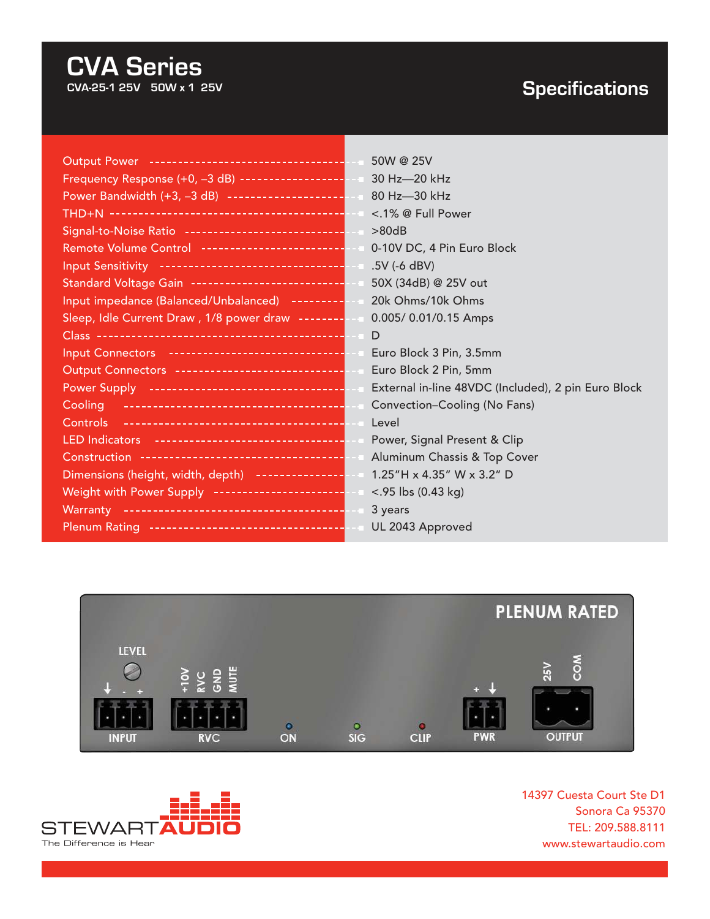# CVA Series

**CVA-25-1 25V 50W x 1 25V**

## Specifications

| | |
|---|---|
| Output Power | 50W @ 25V |
| Frequency Response (+0, –3 dB) | 30 Hz—20 kHz |
| Power Bandwidth (+3, –3 dB) | 80 Hz—30 kHz |
| THD+N | <.1% @ Full Power |
| Signal-to-Noise Ratio | >80dB |
| Remote Volume Control | 0-10V DC, 4 Pin Euro Block |
| Input Sensitivity | .5V (-6 dBV) |
| Standard Voltage Gain | 50X (34dB) @ 25V out |
| Input impedance (Balanced/Unbalanced) | 20k Ohms/10k Ohms |
| Sleep, Idle Current Draw , 1/8 power draw | 0.005/ 0.01/0.15 Amps |
| Class | D |
| Input Connectors | Euro Block 3 Pin, 3.5mm |
| Output Connectors | Euro Block 2 Pin, 5mm |
| Power Supply | External in-line 48VDC (Included), 2 pin Euro Block |
| Cooling | Convection–Cooling (No Fans) |
| Controls | Level |
| LED Indicators | Power, Signal Present & Clip |
| Construction | Aluminum Chassis & Top Cover |
| Dimensions (height, width, depth) | 1.25"H x 4.35" W x 3.2" D |
| Weight with Power Supply | <.95 lbs (0.43 kg) |
| Warranty | 3 years |
| Plenum Rating | UL 2043 Approved |

PLENUM RATED

LEVEL

INPUT

+10V RVC GND MUTE

RVC

ON

SIG

CLIP

PWR

25V COM

OUTPUT

STEWART AUDIO

The Difference is Hear

14397 Cuesta Court Ste D1
Sonora Ca 95370
TEL: 209.588.8111
www.stewartaudio.com